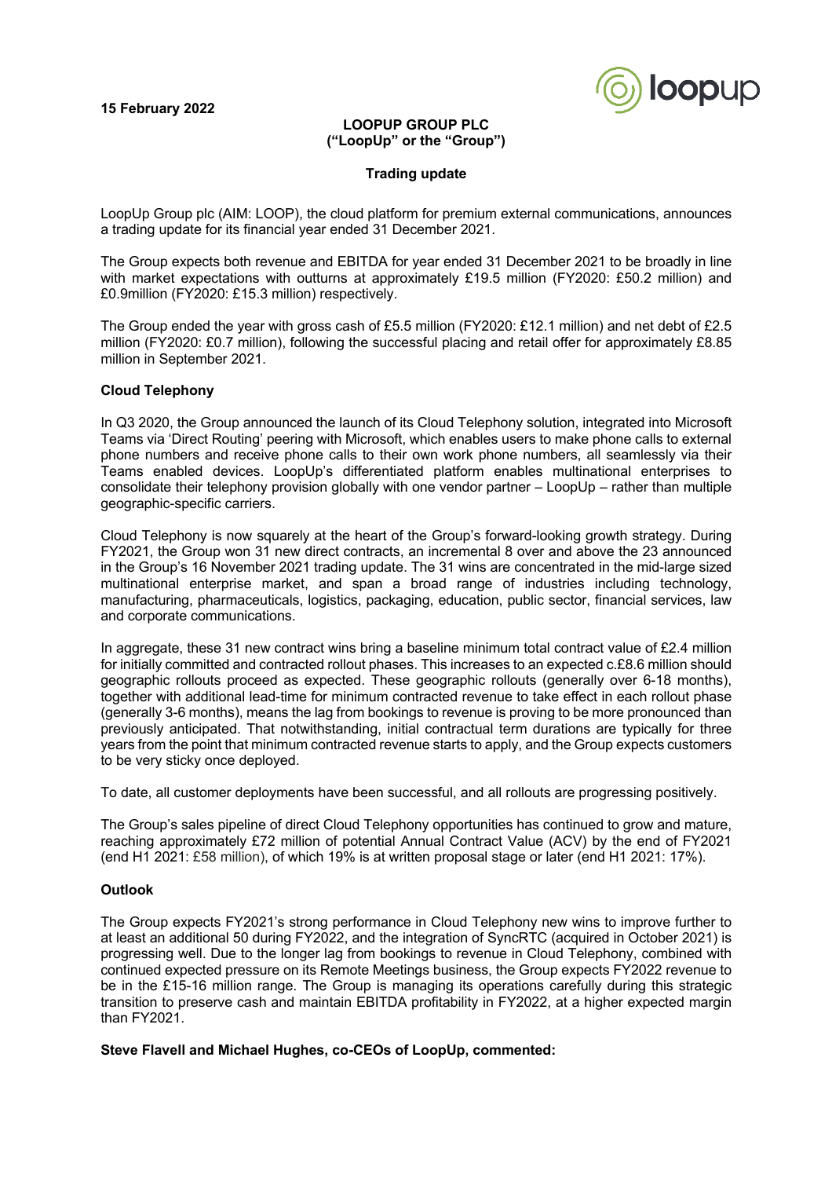15 February 2022

**LOOPUP GROUP PLC**
**("LoopUp" or the "Group")**

**Trading update**

LoopUp Group plc (AIM: LOOP), the cloud platform for premium external communications, announces a trading update for its financial year ended 31 December 2021.

The Group expects both revenue and EBITDA for year ended 31 December 2021 to be broadly in line with market expectations with outturns at approximately £19.5 million (FY2020: £50.2 million) and £0.9million (FY2020: £15.3 million) respectively.

The Group ended the year with gross cash of £5.5 million (FY2020: £12.1 million) and net debt of £2.5 million (FY2020: £0.7 million), following the successful placing and retail offer for approximately £8.85 million in September 2021.

**Cloud Telephony**

In Q3 2020, the Group announced the launch of its Cloud Telephony solution, integrated into Microsoft Teams via 'Direct Routing' peering with Microsoft, which enables users to make phone calls to external phone numbers and receive phone calls to their own work phone numbers, all seamlessly via their Teams enabled devices. LoopUp's differentiated platform enables multinational enterprises to consolidate their telephony provision globally with one vendor partner – LoopUp – rather than multiple geographic-specific carriers.

Cloud Telephony is now squarely at the heart of the Group's forward-looking growth strategy. During FY2021, the Group won 31 new direct contracts, an incremental 8 over and above the 23 announced in the Group's 16 November 2021 trading update. The 31 wins are concentrated in the mid-large sized multinational enterprise market, and span a broad range of industries including technology, manufacturing, pharmaceuticals, logistics, packaging, education, public sector, financial services, law and corporate communications.

In aggregate, these 31 new contract wins bring a baseline minimum total contract value of £2.4 million for initially committed and contracted rollout phases. This increases to an expected c.£8.6 million should geographic rollouts proceed as expected. These geographic rollouts (generally over 6-18 months), together with additional lead-time for minimum contracted revenue to take effect in each rollout phase (generally 3-6 months), means the lag from bookings to revenue is proving to be more pronounced than previously anticipated. That notwithstanding, initial contractual term durations are typically for three years from the point that minimum contracted revenue starts to apply, and the Group expects customers to be very sticky once deployed.

To date, all customer deployments have been successful, and all rollouts are progressing positively.

The Group's sales pipeline of direct Cloud Telephony opportunities has continued to grow and mature, reaching approximately £72 million of potential Annual Contract Value (ACV) by the end of FY2021 (end H1 2021: £58 million), of which 19% is at written proposal stage or later (end H1 2021: 17%).

**Outlook**

The Group expects FY2021's strong performance in Cloud Telephony new wins to improve further to at least an additional 50 during FY2022, and the integration of SyncRTC (acquired in October 2021) is progressing well. Due to the longer lag from bookings to revenue in Cloud Telephony, combined with continued expected pressure on its Remote Meetings business, the Group expects FY2022 revenue to be in the £15-16 million range. The Group is managing its operations carefully during this strategic transition to preserve cash and maintain EBITDA profitability in FY2022, at a higher expected margin than FY2021.

**Steve Flavell and Michael Hughes, co-CEOs of LoopUp, commented:**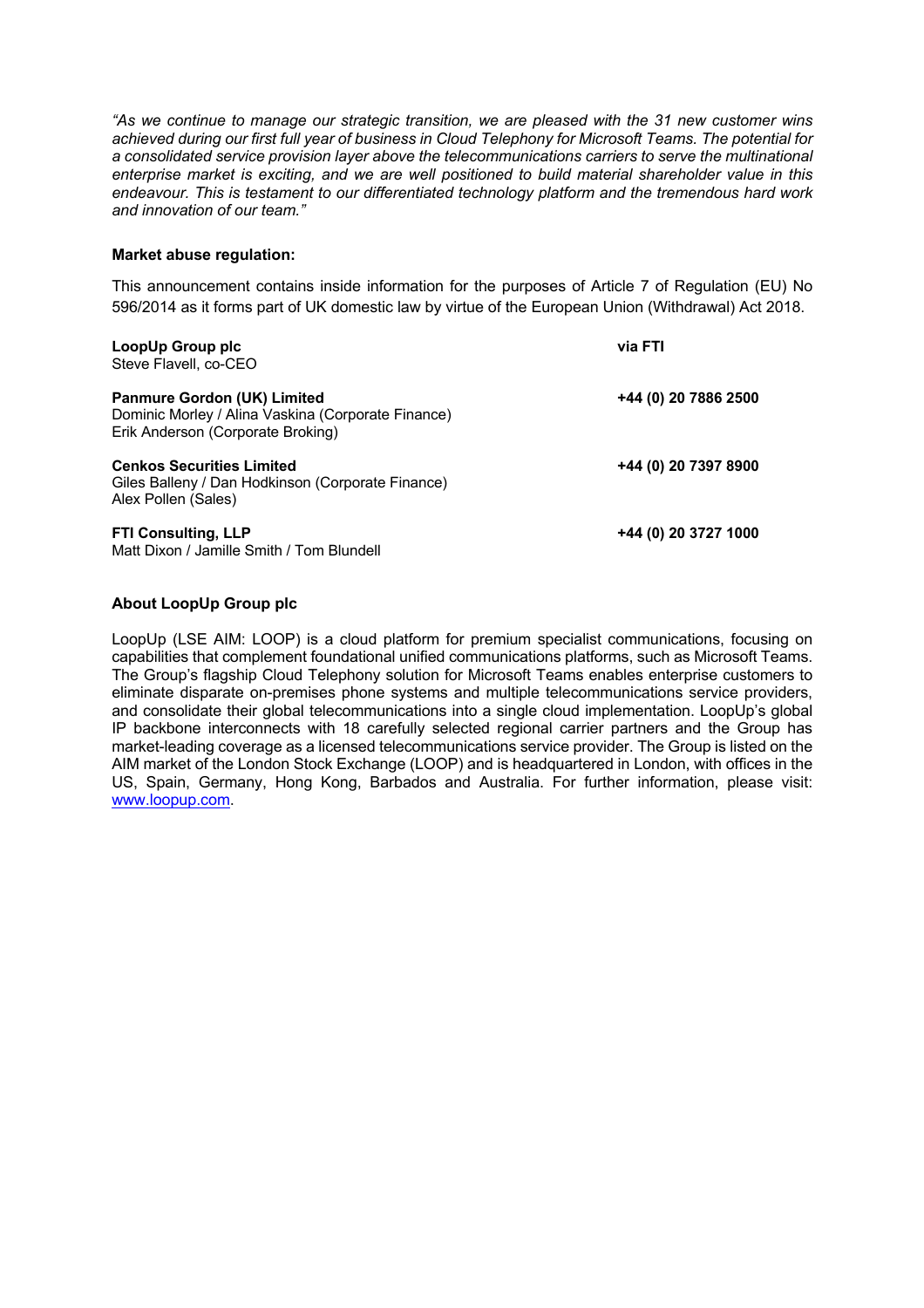*"As we continue to manage our strategic transition, we are pleased with the 31 new customer wins achieved during our first full year of business in Cloud Telephony for Microsoft Teams. The potential for a consolidated service provision layer above the telecommunications carriers to serve the multinational enterprise market is exciting, and we are well positioned to build material shareholder value in this endeavour. This is testament to our differentiated technology platform and the tremendous hard work and innovation of our team."*

**Market abuse regulation:**

This announcement contains inside information for the purposes of Article 7 of Regulation (EU) No 596/2014 as it forms part of UK domestic law by virtue of the European Union (Withdrawal) Act 2018.

| | |
|---|---|
| **LoopUp Group plc**<br>Steve Flavell, co-CEO | **via FTI** |
| **Panmure Gordon (UK) Limited**<br>Dominic Morley / Alina Vaskina (Corporate Finance)<br>Erik Anderson (Corporate Broking) | **+44 (0) 20 7886 2500** |
| **Cenkos Securities Limited**<br>Giles Balleny / Dan Hodkinson (Corporate Finance)<br>Alex Pollen (Sales) | **+44 (0) 20 7397 8900** |
| **FTI Consulting, LLP**<br>Matt Dixon / Jamille Smith / Tom Blundell | **+44 (0) 20 3727 1000** |

**About LoopUp Group plc**

LoopUp (LSE AIM: LOOP) is a cloud platform for premium specialist communications, focusing on capabilities that complement foundational unified communications platforms, such as Microsoft Teams. The Group's flagship Cloud Telephony solution for Microsoft Teams enables enterprise customers to eliminate disparate on-premises phone systems and multiple telecommunications service providers, and consolidate their global telecommunications into a single cloud implementation. LoopUp's global IP backbone interconnects with 18 carefully selected regional carrier partners and the Group has market-leading coverage as a licensed telecommunications service provider. The Group is listed on the AIM market of the London Stock Exchange (LOOP) and is headquartered in London, with offices in the US, Spain, Germany, Hong Kong, Barbados and Australia. For further information, please visit: www.loopup.com.